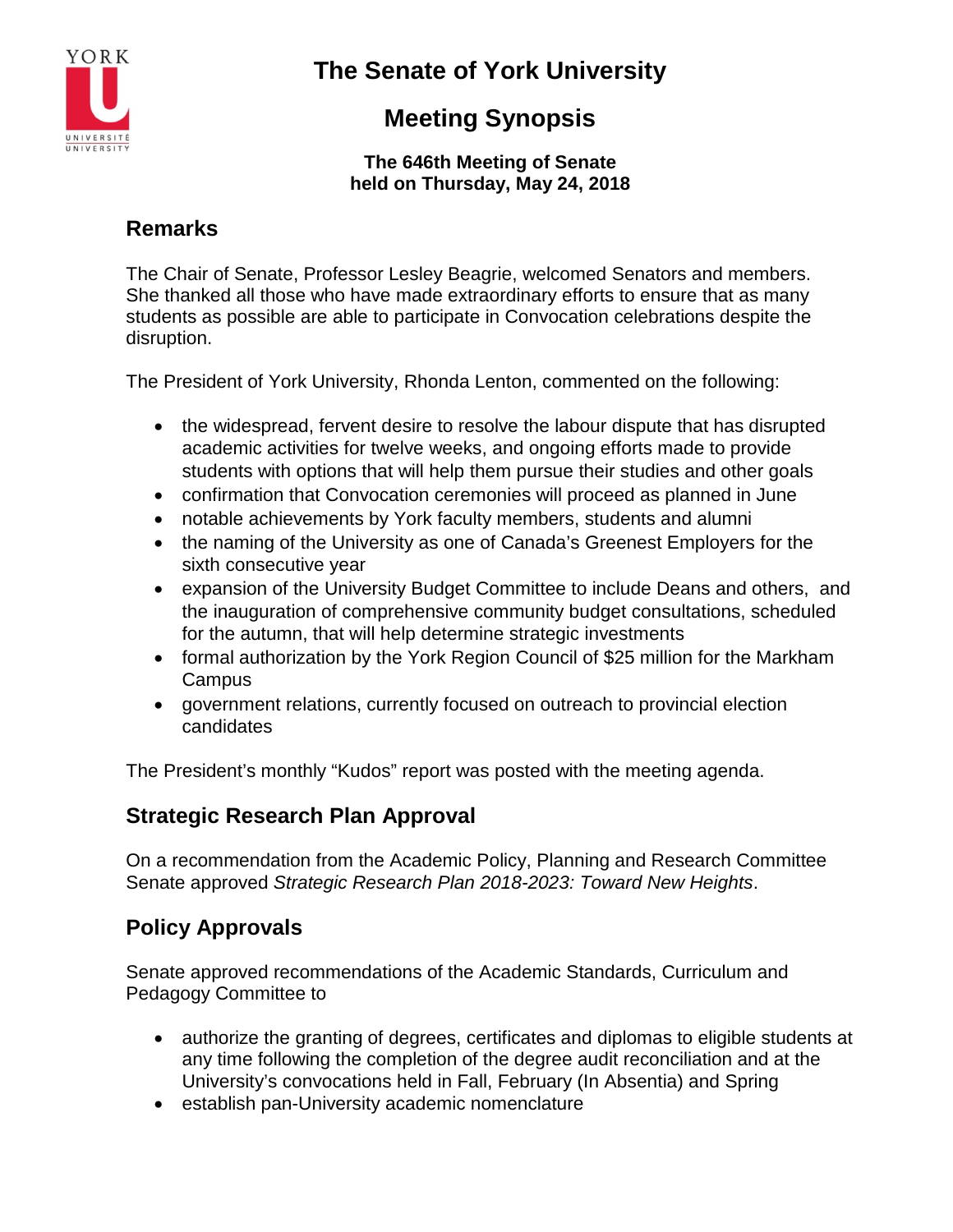# The Senate of York University

# Meeting Synopsis

**The 646th Meeting of Senate**
**held on Thursday, May 24, 2018**

## Remarks

The Chair of Senate, Professor Lesley Beagrie, welcomed Senators and members. She thanked all those who have made extraordinary efforts to ensure that as many students as possible are able to participate in Convocation celebrations despite the disruption.

The President of York University, Rhonda Lenton, commented on the following:

- the widespread, fervent desire to resolve the labour dispute that has disrupted academic activities for twelve weeks, and ongoing efforts made to provide students with options that will help them pursue their studies and other goals
- confirmation that Convocation ceremonies will proceed as planned in June
- notable achievements by York faculty members, students and alumni
- the naming of the University as one of Canada's Greenest Employers for the sixth consecutive year
- expansion of the University Budget Committee to include Deans and others, and the inauguration of comprehensive community budget consultations, scheduled for the autumn, that will help determine strategic investments
- formal authorization by the York Region Council of $25 million for the Markham Campus
- government relations, currently focused on outreach to provincial election candidates

The President's monthly "Kudos" report was posted with the meeting agenda.

## Strategic Research Plan Approval

On a recommendation from the Academic Policy, Planning and Research Committee Senate approved *Strategic Research Plan 2018-2023: Toward New Heights*.

## Policy Approvals

Senate approved recommendations of the Academic Standards, Curriculum and Pedagogy Committee to

- authorize the granting of degrees, certificates and diplomas to eligible students at any time following the completion of the degree audit reconciliation and at the University's convocations held in Fall, February (In Absentia) and Spring
- establish pan-University academic nomenclature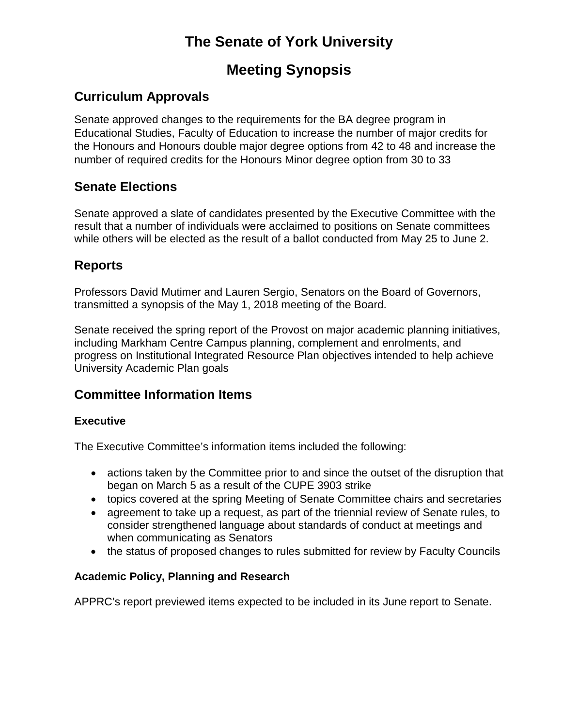# The Senate of York University

# Meeting Synopsis

## Curriculum Approvals

Senate approved changes to the requirements for the BA degree program in Educational Studies, Faculty of Education to increase the number of major credits for the Honours and Honours double major degree options from 42 to 48 and increase the number of required credits for the Honours Minor degree option from 30 to 33

## Senate Elections

Senate approved a slate of candidates presented by the Executive Committee with the result that a number of individuals were acclaimed to positions on Senate committees while others will be elected as the result of a ballot conducted from May 25 to June 2.

## Reports

Professors David Mutimer and Lauren Sergio, Senators on the Board of Governors, transmitted a synopsis of the May 1, 2018 meeting of the Board.

Senate received the spring report of the Provost on major academic planning initiatives, including Markham Centre Campus planning, complement and enrolments, and progress on Institutional Integrated Resource Plan objectives intended to help achieve University Academic Plan goals

## Committee Information Items

### Executive

The Executive Committee's information items included the following:

- actions taken by the Committee prior to and since the outset of the disruption that began on March 5 as a result of the CUPE 3903 strike
- topics covered at the spring Meeting of Senate Committee chairs and secretaries
- agreement to take up a request, as part of the triennial review of Senate rules, to consider strengthened language about standards of conduct at meetings and when communicating as Senators
- the status of proposed changes to rules submitted for review by Faculty Councils

### Academic Policy, Planning and Research

APPRC's report previewed items expected to be included in its June report to Senate.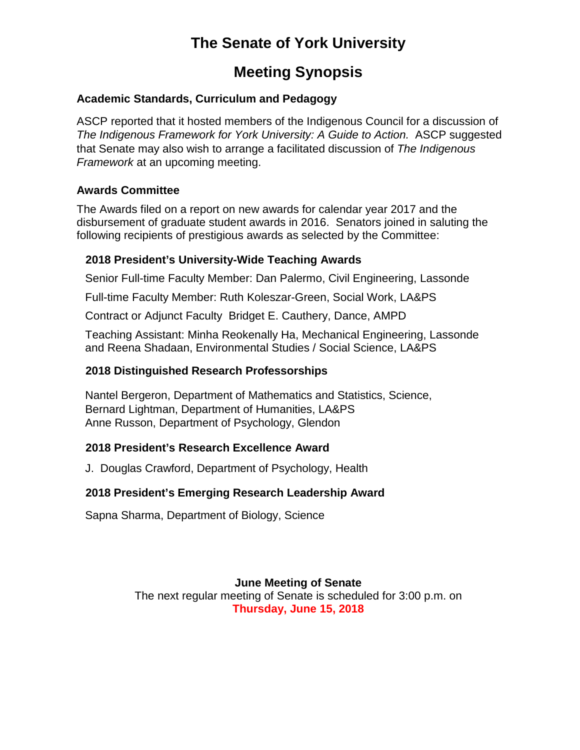# The Senate of York University

# Meeting Synopsis

### Academic Standards, Curriculum and Pedagogy

ASCP reported that it hosted members of the Indigenous Council for a discussion of *The Indigenous Framework for York University: A Guide to Action.* ASCP suggested that Senate may also wish to arrange a facilitated discussion of *The Indigenous Framework* at an upcoming meeting.

### Awards Committee

The Awards filed on a report on new awards for calendar year 2017 and the disbursement of graduate student awards in 2016. Senators joined in saluting the following recipients of prestigious awards as selected by the Committee:

**2018 President's University-Wide Teaching Awards**

Senior Full-time Faculty Member: Dan Palermo, Civil Engineering, Lassonde

Full-time Faculty Member: Ruth Koleszar-Green, Social Work, LA&PS

Contract or Adjunct Faculty Bridget E. Cauthery, Dance, AMPD

Teaching Assistant: Minha Reokenally Ha, Mechanical Engineering, Lassonde and Reena Shadaan, Environmental Studies / Social Science, LA&PS

**2018 Distinguished Research Professorships**

Nantel Bergeron, Department of Mathematics and Statistics, Science,
Bernard Lightman, Department of Humanities, LA&PS
Anne Russon, Department of Psychology, Glendon

**2018 President's Research Excellence Award**

J. Douglas Crawford, Department of Psychology, Health

**2018 President's Emerging Research Leadership Award**

Sapna Sharma, Department of Biology, Science

**June Meeting of Senate**
The next regular meeting of Senate is scheduled for 3:00 p.m. on
**Thursday, June 15, 2018**